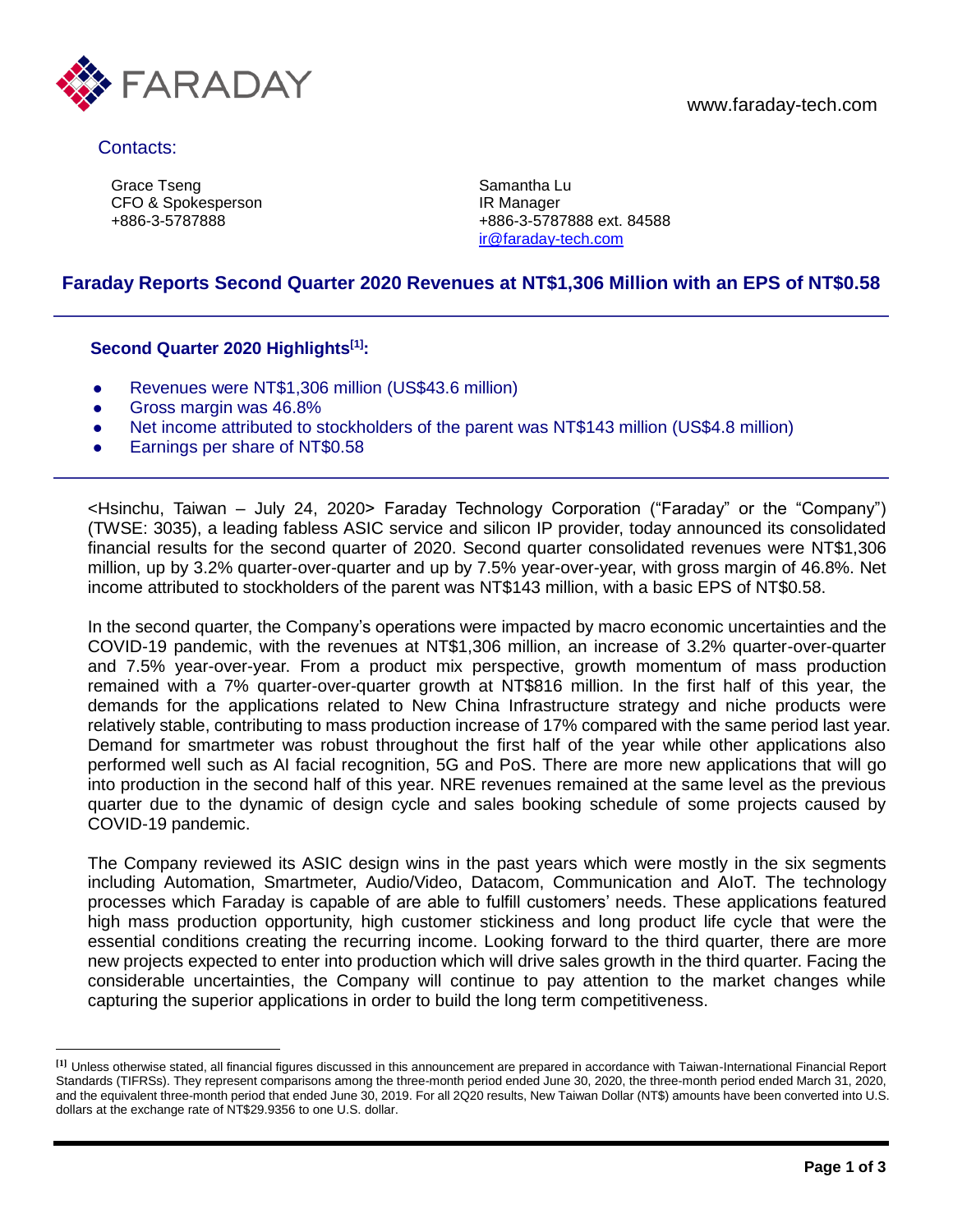FARADAY

www.faraday-tech.com

Contacts:

Grace Tseng
CFO & Spokesperson
+886-3-5787888

Samantha Lu
IR Manager
+886-3-5787888 ext. 84588
ir@faraday-tech.com

## Faraday Reports Second Quarter 2020 Revenues at NT$1,306 Million with an EPS of NT$0.58

### Second Quarter 2020 Highlights[1]:

- Revenues were NT$1,306 million (US$43.6 million)
- Gross margin was 46.8%
- Net income attributed to stockholders of the parent was NT$143 million (US$4.8 million)
- Earnings per share of NT$0.58

<Hsinchu, Taiwan – July 24, 2020> Faraday Technology Corporation ("Faraday" or the "Company") (TWSE: 3035), a leading fabless ASIC service and silicon IP provider, today announced its consolidated financial results for the second quarter of 2020. Second quarter consolidated revenues were NT$1,306 million, up by 3.2% quarter-over-quarter and up by 7.5% year-over-year, with gross margin of 46.8%. Net income attributed to stockholders of the parent was NT$143 million, with a basic EPS of NT$0.58.

In the second quarter, the Company's operations were impacted by macro economic uncertainties and the COVID-19 pandemic, with the revenues at NT$1,306 million, an increase of 3.2% quarter-over-quarter and 7.5% year-over-year. From a product mix perspective, growth momentum of mass production remained with a 7% quarter-over-quarter growth at NT$816 million. In the first half of this year, the demands for the applications related to New China Infrastructure strategy and niche products were relatively stable, contributing to mass production increase of 17% compared with the same period last year. Demand for smartmeter was robust throughout the first half of the year while other applications also performed well such as AI facial recognition, 5G and PoS. There are more new applications that will go into production in the second half of this year. NRE revenues remained at the same level as the previous quarter due to the dynamic of design cycle and sales booking schedule of some projects caused by COVID-19 pandemic.

The Company reviewed its ASIC design wins in the past years which were mostly in the six segments including Automation, Smartmeter, Audio/Video, Datacom, Communication and AIoT. The technology processes which Faraday is capable of are able to fulfill customers' needs. These applications featured high mass production opportunity, high customer stickiness and long product life cycle that were the essential conditions creating the recurring income. Looking forward to the third quarter, there are more new projects expected to enter into production which will drive sales growth in the third quarter. Facing the considerable uncertainties, the Company will continue to pay attention to the market changes while capturing the superior applications in order to build the long term competitiveness.

[1] Unless otherwise stated, all financial figures discussed in this announcement are prepared in accordance with Taiwan-International Financial Report Standards (TIFRSs). They represent comparisons among the three-month period ended June 30, 2020, the three-month period ended March 31, 2020, and the equivalent three-month period that ended June 30, 2019. For all 2Q20 results, New Taiwan Dollar (NT$) amounts have been converted into U.S. dollars at the exchange rate of NT$29.9356 to one U.S. dollar.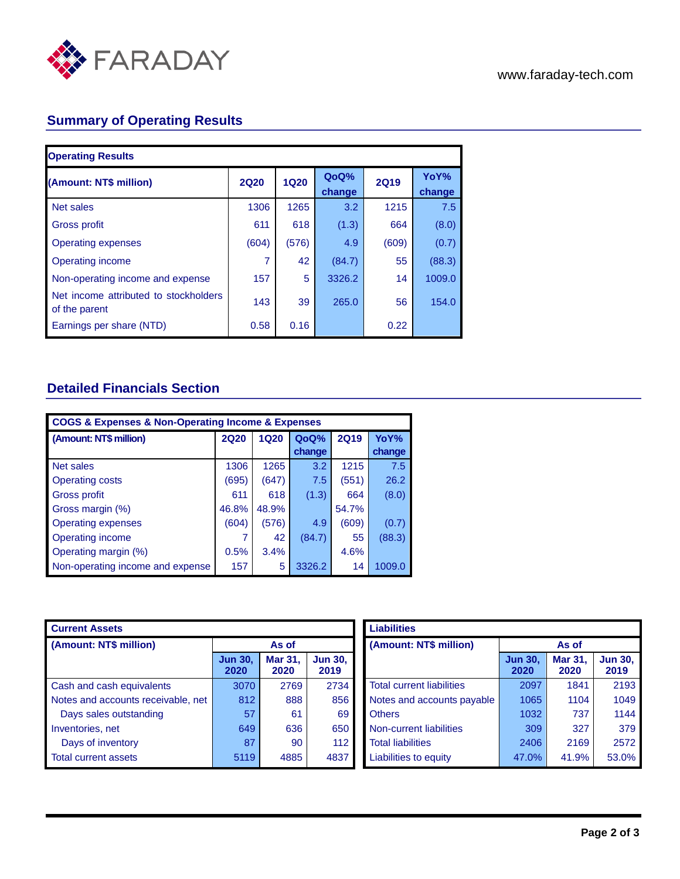FARADAY

www.faraday-tech.com

## Summary of Operating Results

| Operating Results | | | | | |
|---|---|---|---|---|---|
| (Amount: NT$ million) | 2Q20 | 1Q20 | QoQ% change | 2Q19 | YoY% change |
| Net sales | 1306 | 1265 | 3.2 | 1215 | 7.5 |
| Gross profit | 611 | 618 | (1.3) | 664 | (8.0) |
| Operating expenses | (604) | (576) | 4.9 | (609) | (0.7) |
| Operating income | 7 | 42 | (84.7) | 55 | (88.3) |
| Non-operating income and expense | 157 | 5 | 3326.2 | 14 | 1009.0 |
| Net income attributed to stockholders of the parent | 143 | 39 | 265.0 | 56 | 154.0 |
| Earnings per share (NTD) | 0.58 | 0.16 | | 0.22 | |

## Detailed Financials Section

| COGS & Expenses & Non-Operating Income & Expenses | | | | | |
|---|---|---|---|---|---|
| (Amount: NT$ million) | 2Q20 | 1Q20 | QoQ% change | 2Q19 | YoY% change |
| Net sales | 1306 | 1265 | 3.2 | 1215 | 7.5 |
| Operating costs | (695) | (647) | 7.5 | (551) | 26.2 |
| Gross profit | 611 | 618 | (1.3) | 664 | (8.0) |
| Gross margin (%) | 46.8% | 48.9% | | 54.7% | |
| Operating expenses | (604) | (576) | 4.9 | (609) | (0.7) |
| Operating income | 7 | 42 | (84.7) | 55 | (88.3) |
| Operating margin (%) | 0.5% | 3.4% | | 4.6% | |
| Non-operating income and expense | 157 | 5 | 3326.2 | 14 | 1009.0 |

| Current Assets | | | |
|---|---|---|---|
| (Amount: NT$ million) | As of | | |
| | Jun 30, 2020 | Mar 31, 2020 | Jun 30, 2019 |
| Cash and cash equivalents | 3070 | 2769 | 2734 |
| Notes and accounts receivable, net | 812 | 888 | 856 |
| Days sales outstanding | 57 | 61 | 69 |
| Inventories, net | 649 | 636 | 650 |
| Days of inventory | 87 | 90 | 112 |
| Total current assets | 5119 | 4885 | 4837 |

| Liabilities | | | |
|---|---|---|---|
| (Amount: NT$ million) | As of | | |
| | Jun 30, 2020 | Mar 31, 2020 | Jun 30, 2019 |
| Total current liabilities | 2097 | 1841 | 2193 |
| Notes and accounts payable | 1065 | 1104 | 1049 |
| Others | 1032 | 737 | 1144 |
| Non-current liabilities | 309 | 327 | 379 |
| Total liabilities | 2406 | 2169 | 2572 |
| Liabilities to equity | 47.0% | 41.9% | 53.0% |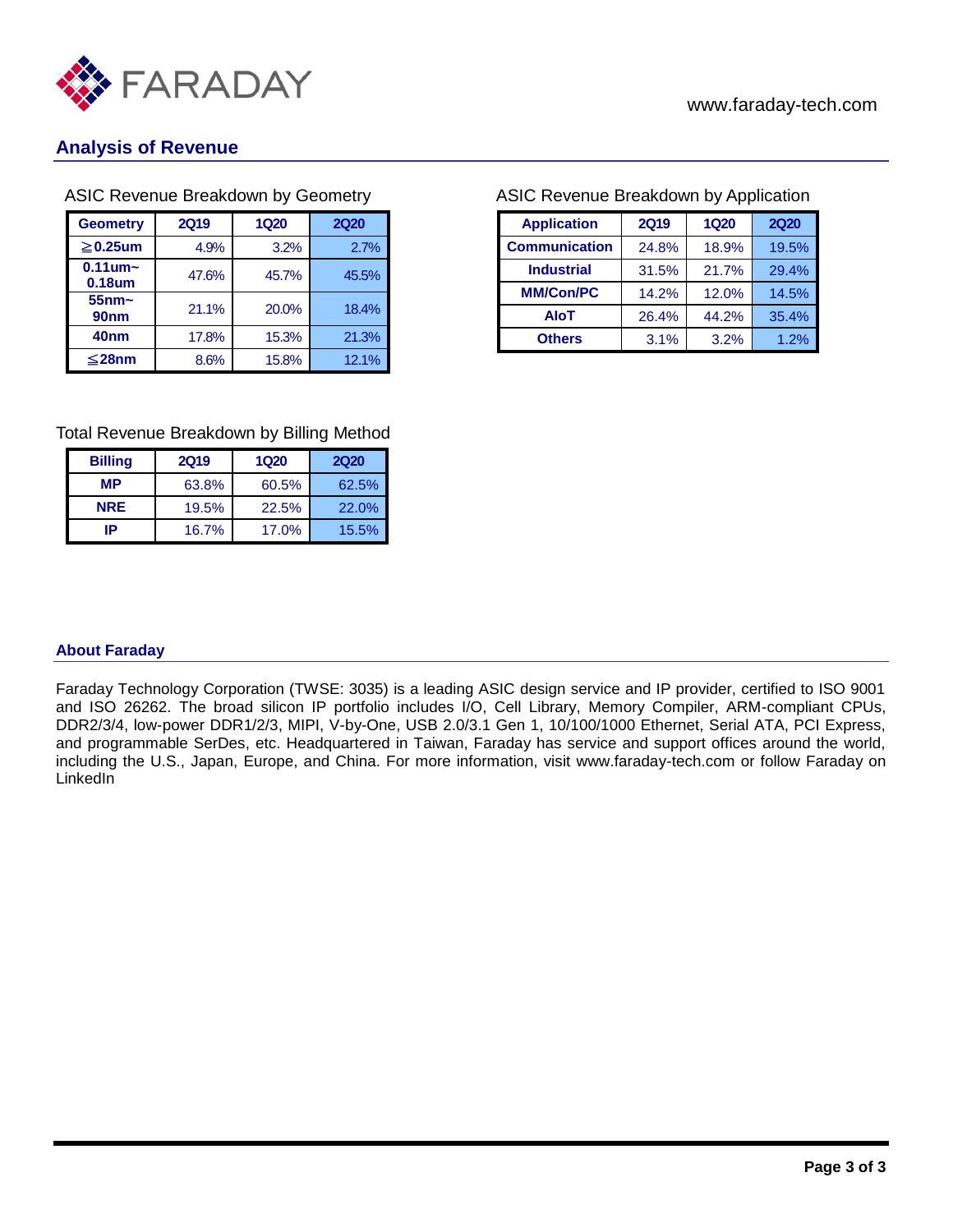## Analysis of Revenue

ASIC Revenue Breakdown by Geometry

| Geometry | 2Q19 | 1Q20 | 2Q20 |
|---|---|---|---|
| ≧0.25um | 4.9% | 3.2% | 2.7% |
| 0.11um~ 0.18um | 47.6% | 45.7% | 45.5% |
| 55nm~ 90nm | 21.1% | 20.0% | 18.4% |
| 40nm | 17.8% | 15.3% | 21.3% |
| ≦28nm | 8.6% | 15.8% | 12.1% |

ASIC Revenue Breakdown by Application

| Application | 2Q19 | 1Q20 | 2Q20 |
|---|---|---|---|
| Communication | 24.8% | 18.9% | 19.5% |
| Industrial | 31.5% | 21.7% | 29.4% |
| MM/Con/PC | 14.2% | 12.0% | 14.5% |
| AIoT | 26.4% | 44.2% | 35.4% |
| Others | 3.1% | 3.2% | 1.2% |

Total Revenue Breakdown by Billing Method

| Billing | 2Q19 | 1Q20 | 2Q20 |
|---|---|---|---|
| MP | 63.8% | 60.5% | 62.5% |
| NRE | 19.5% | 22.5% | 22.0% |
| IP | 16.7% | 17.0% | 15.5% |

### About Faraday

Faraday Technology Corporation (TWSE: 3035) is a leading ASIC design service and IP provider, certified to ISO 9001 and ISO 26262. The broad silicon IP portfolio includes I/O, Cell Library, Memory Compiler, ARM-compliant CPUs, DDR2/3/4, low-power DDR1/2/3, MIPI, V-by-One, USB 2.0/3.1 Gen 1, 10/100/1000 Ethernet, Serial ATA, PCI Express, and programmable SerDes, etc. Headquartered in Taiwan, Faraday has service and support offices around the world, including the U.S., Japan, Europe, and China. For more information, visit www.faraday-tech.com or follow Faraday on LinkedIn